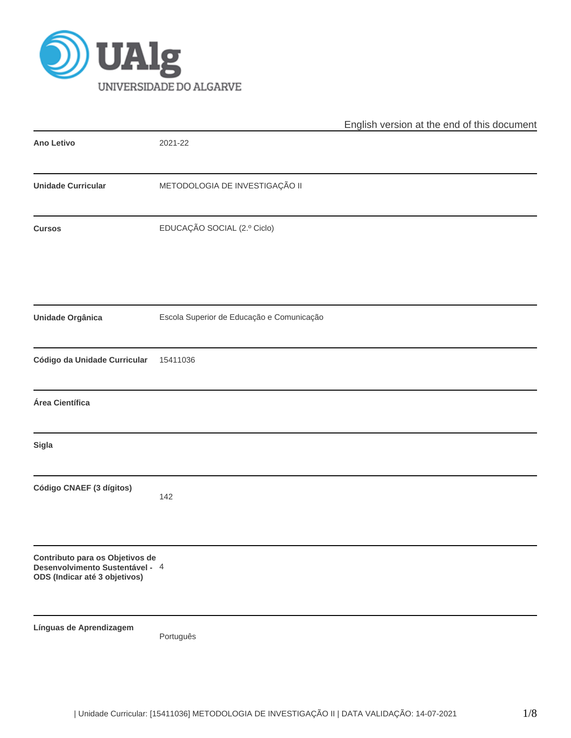English version at the end of this document

| | |
|---|---|
| **Ano Letivo** | 2021-22 |
| **Unidade Curricular** | METODOLOGIA DE INVESTIGAÇÃO II |
| **Cursos** | EDUCAÇÃO SOCIAL (2.º Ciclo) |
| **Unidade Orgânica** | Escola Superior de Educação e Comunicação |
| **Código da Unidade Curricular** | 15411036 |
| **Área Científica** | |
| **Sigla** | |
| **Código CNAEF (3 dígitos)** | 142 |
| **Contributo para os Objetivos de Desenvolvimento Sustentável - ODS (Indicar até 3 objetivos)** | 4 |
| **Línguas de Aprendizagem** | Português |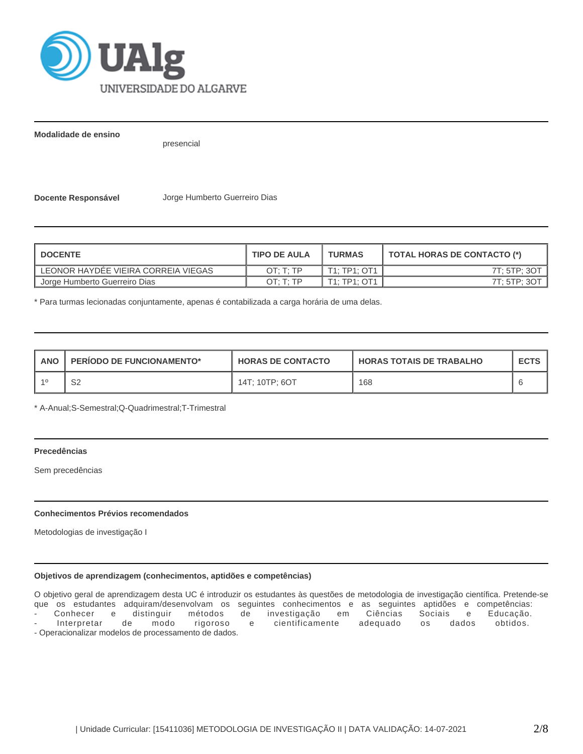**Modalidade de ensino**

presencial

**Docente Responsável** Jorge Humberto Guerreiro Dias

| DOCENTE | TIPO DE AULA | TURMAS | TOTAL HORAS DE CONTACTO (*) |
|---|---|---|---|
| LEONOR HAYDÉE VIEIRA CORREIA VIEGAS | OT; T; TP | T1; TP1; OT1 | 7T; 5TP; 3OT |
| Jorge Humberto Guerreiro Dias | OT; T; TP | T1; TP1; OT1 | 7T; 5TP; 3OT |

* Para turmas lecionadas conjuntamente, apenas é contabilizada a carga horária de uma delas.

| ANO | PERÍODO DE FUNCIONAMENTO* | HORAS DE CONTACTO | HORAS TOTAIS DE TRABALHO | ECTS |
|---|---|---|---|---|
| 1º | S2 | 14T; 10TP; 6OT | 168 | 6 |

* A-Anual;S-Semestral;Q-Quadrimestral;T-Trimestral

**Precedências**

Sem precedências

**Conhecimentos Prévios recomendados**

Metodologias de investigação I

**Objetivos de aprendizagem (conhecimentos, aptidões e competências)**

O objetivo geral de aprendizagem desta UC é introduzir os estudantes às questões de metodologia de investigação científica. Pretende-se que os estudantes adquiram/desenvolvam os seguintes conhecimentos e as seguintes aptidões e competências:
- Conhecer e distinguir métodos de investigação em Ciências Sociais e Educação.
- Interpretar de modo rigoroso e cientificamente adequado os dados obtidos.
- Operacionalizar modelos de processamento de dados.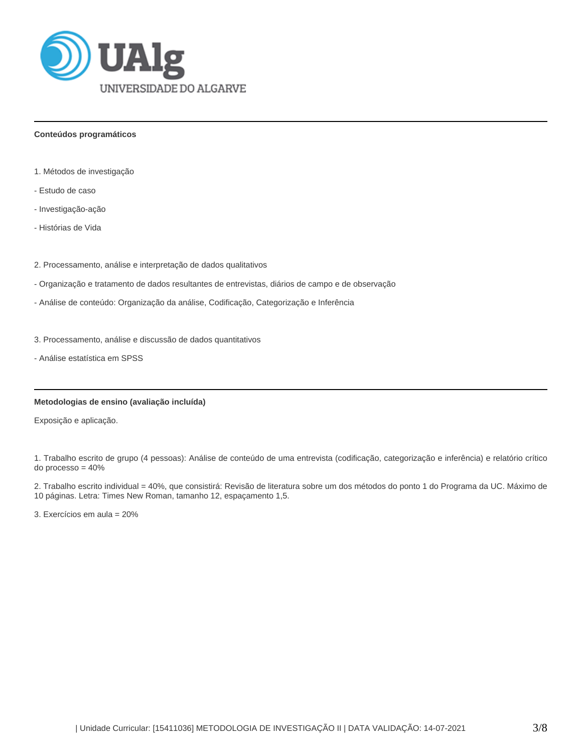## Conteúdos programáticos

1. Métodos de investigação

- Estudo de caso
- Investigação-ação
- Histórias de Vida

2. Processamento, análise e interpretação de dados qualitativos

- Organização e tratamento de dados resultantes de entrevistas, diários de campo e de observação
- Análise de conteúdo: Organização da análise, Codificação, Categorização e Inferência

3. Processamento, análise e discussão de dados quantitativos

- Análise estatística em SPSS

## Metodologias de ensino (avaliação incluída)

Exposição e aplicação.

1. Trabalho escrito de grupo (4 pessoas): Análise de conteúdo de uma entrevista (codificação, categorização e inferência) e relatório crítico do processo = 40%

2. Trabalho escrito individual = 40%, que consistirá: Revisão de literatura sobre um dos métodos do ponto 1 do Programa da UC. Máximo de 10 páginas. Letra: Times New Roman, tamanho 12, espaçamento 1,5.

3. Exercícios em aula = 20%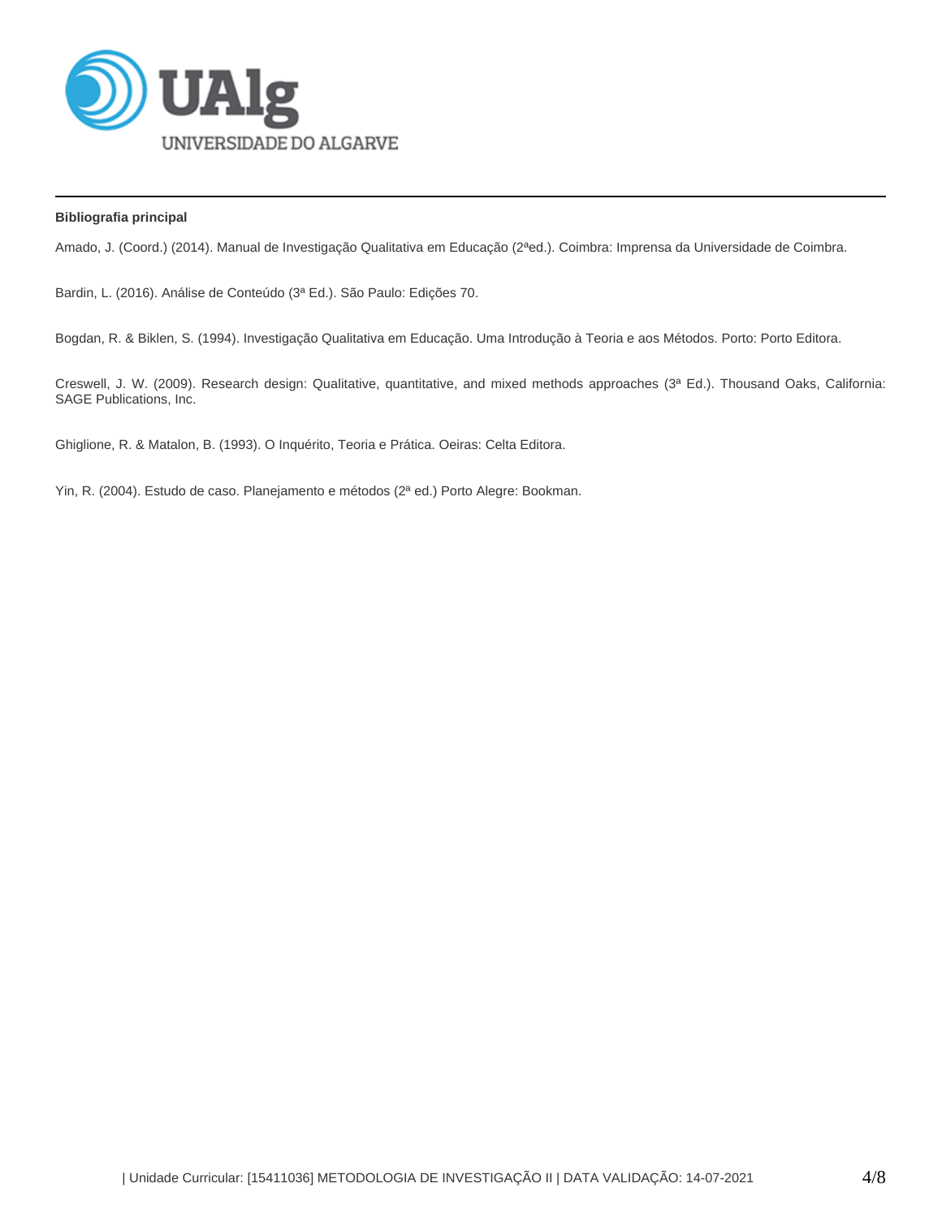**Bibliografia principal**

Amado, J. (Coord.) (2014). Manual de Investigação Qualitativa em Educação (2ªed.). Coimbra: Imprensa da Universidade de Coimbra.

Bardin, L. (2016). Análise de Conteúdo (3ª Ed.). São Paulo: Edições 70.

Bogdan, R. & Biklen, S. (1994). Investigação Qualitativa em Educação. Uma Introdução à Teoria e aos Métodos. Porto: Porto Editora.

Creswell, J. W. (2009). Research design: Qualitative, quantitative, and mixed methods approaches (3ª Ed.). Thousand Oaks, California: SAGE Publications, Inc.

Ghiglione, R. & Matalon, B. (1993). O Inquérito, Teoria e Prática. Oeiras: Celta Editora.

Yin, R. (2004). Estudo de caso. Planejamento e métodos (2ª ed.) Porto Alegre: Bookman.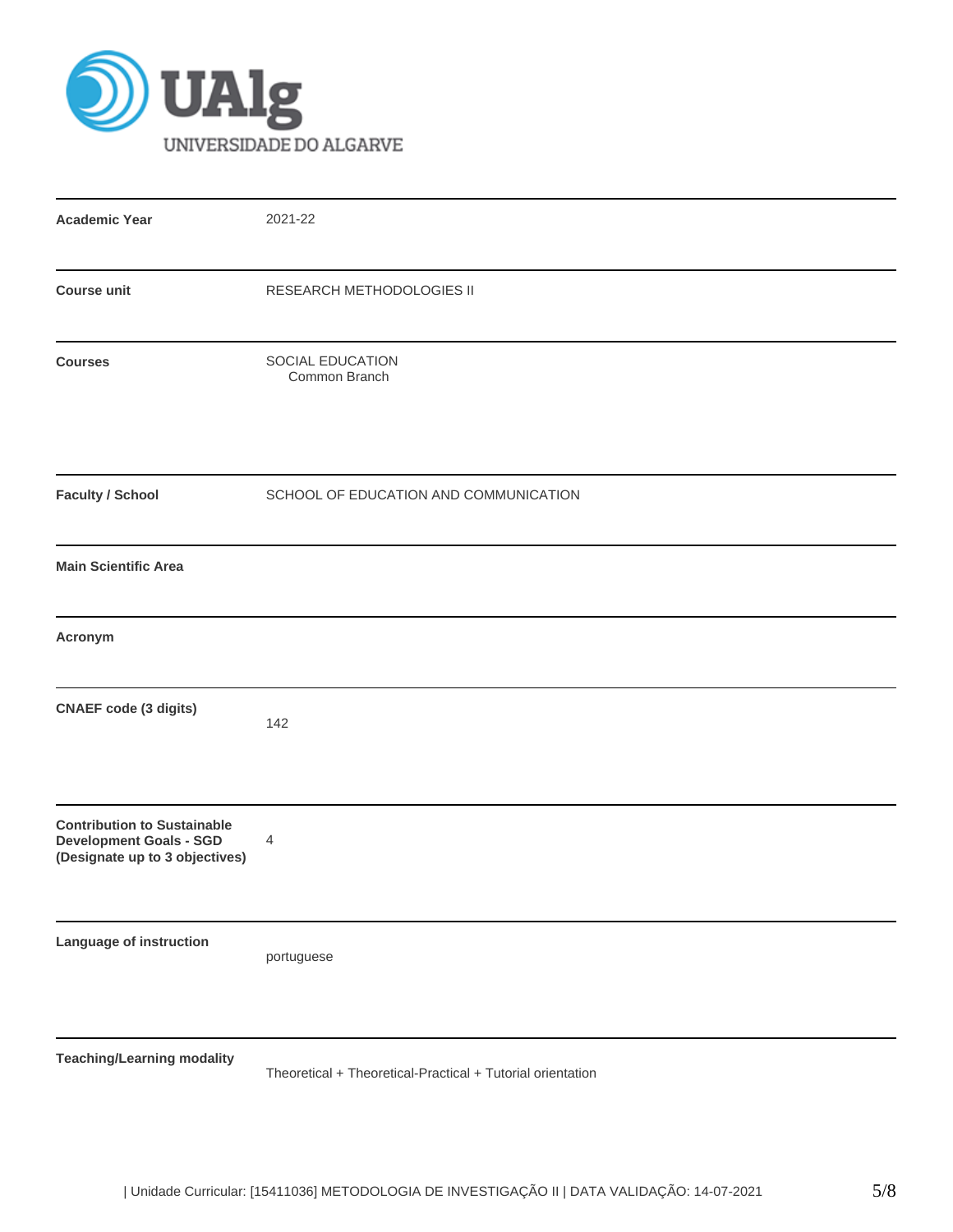| | |
|---|---|
| **Academic Year** | 2021-22 |
| **Course unit** | RESEARCH METHODOLOGIES II |
| **Courses** | SOCIAL EDUCATION<br>Common Branch |
| **Faculty / School** | SCHOOL OF EDUCATION AND COMMUNICATION |
| **Main Scientific Area** | |
| **Acronym** | |
| **CNAEF code (3 digits)** | 142 |
| **Contribution to Sustainable Development Goals - SGD (Designate up to 3 objectives)** | 4 |
| **Language of instruction** | portuguese |
| **Teaching/Learning modality** | Theoretical + Theoretical-Practical + Tutorial orientation |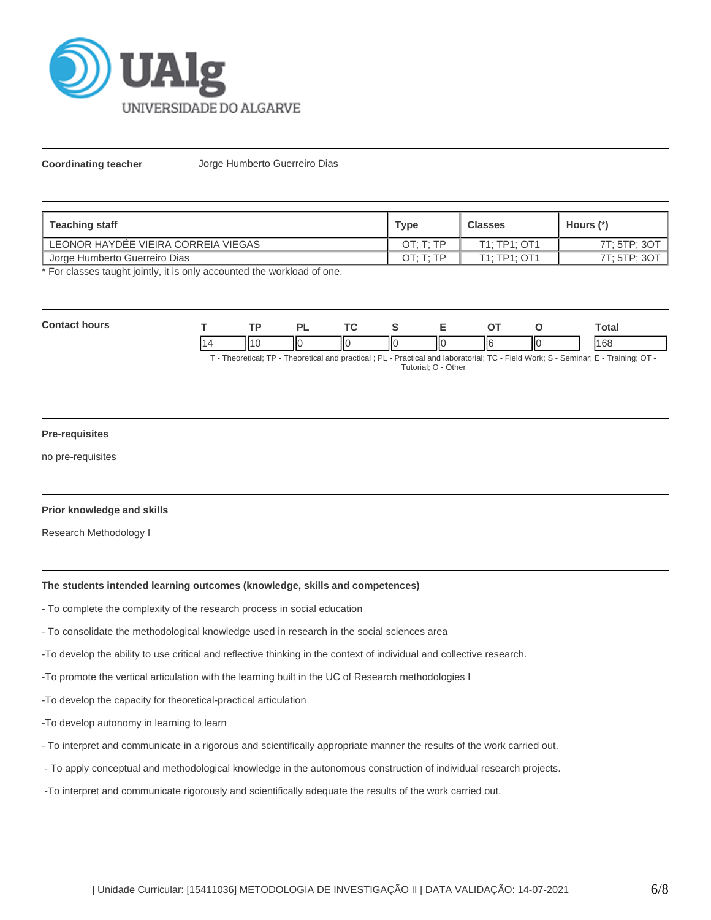**Coordinating teacher** Jorge Humberto Guerreiro Dias

| Teaching staff | Type | Classes | Hours (*) |
|---|---|---|---|
| LEONOR HAYDÉE VIEIRA CORREIA VIEGAS | OT; T; TP | T1; TP1; OT1 | 7T; 5TP; 3OT |
| Jorge Humberto Guerreiro Dias | OT; T; TP | T1; TP1; OT1 | 7T; 5TP; 3OT |

* For classes taught jointly, it is only accounted the workload of one.

**Contact hours**

| T | TP | PL | TC | S | E | OT | O | Total |
|---|---|---|---|---|---|---|---|---|
| 14 | 10 | 0 | 0 | 0 | 0 | 6 | 0 | 168 |

T - Theoretical; TP - Theoretical and practical ; PL - Practical and laboratorial; TC - Field Work; S - Seminar; E - Training; OT - Tutorial; O - Other

**Pre-requisites**

no pre-requisites

**Prior knowledge and skills**

Research Methodology I

**The students intended learning outcomes (knowledge, skills and competences)**

- To complete the complexity of the research process in social education

- To consolidate the methodological knowledge used in research in the social sciences area

-To develop the ability to use critical and reflective thinking in the context of individual and collective research.

-To promote the vertical articulation with the learning built in the UC of Research methodologies I

-To develop the capacity for theoretical-practical articulation

-To develop autonomy in learning to learn

- To interpret and communicate in a rigorous and scientifically appropriate manner the results of the work carried out.

- To apply conceptual and methodological knowledge in the autonomous construction of individual research projects.

-To interpret and communicate rigorously and scientifically adequate the results of the work carried out.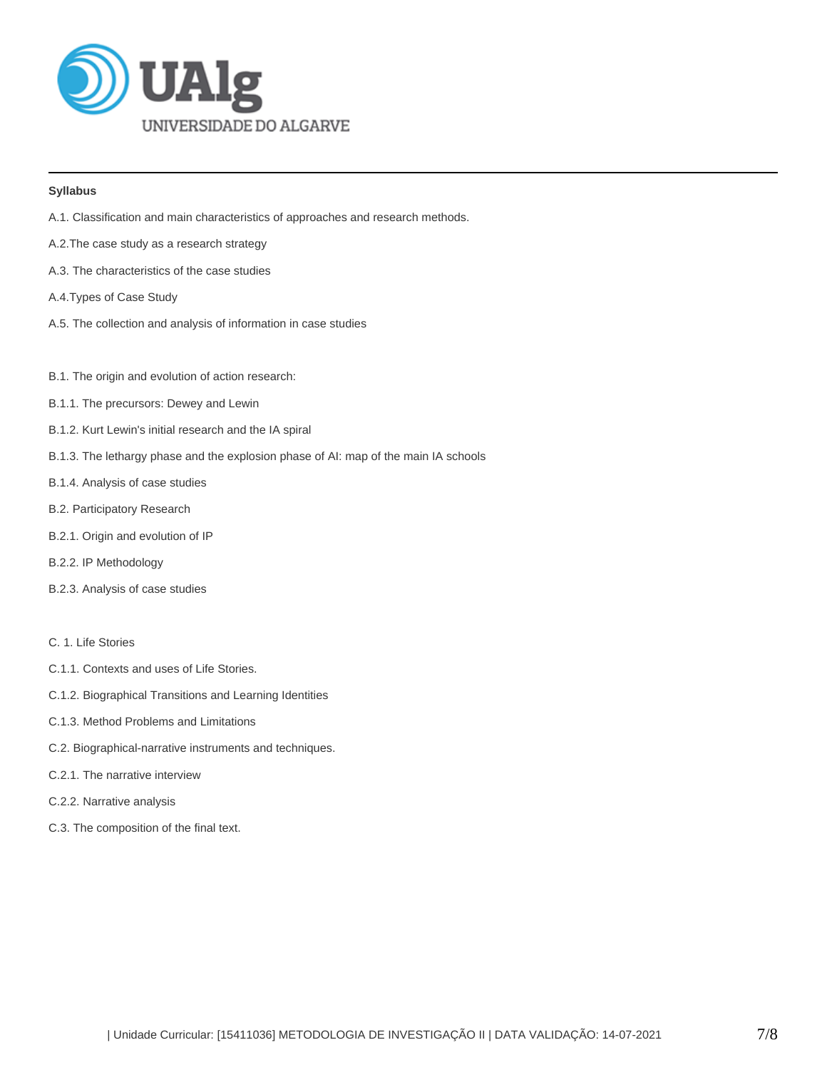**Syllabus**

A.1. Classification and main characteristics of approaches and research methods.

A.2.The case study as a research strategy

A.3. The characteristics of the case studies

A.4.Types of Case Study

A.5. The collection and analysis of information in case studies

B.1. The origin and evolution of action research:

B.1.1. The precursors: Dewey and Lewin

B.1.2. Kurt Lewin's initial research and the IA spiral

B.1.3. The lethargy phase and the explosion phase of AI: map of the main IA schools

B.1.4. Analysis of case studies

B.2. Participatory Research

B.2.1. Origin and evolution of IP

B.2.2. IP Methodology

B.2.3. Analysis of case studies

C. 1. Life Stories

C.1.1. Contexts and uses of Life Stories.

C.1.2. Biographical Transitions and Learning Identities

C.1.3. Method Problems and Limitations

C.2. Biographical-narrative instruments and techniques.

C.2.1. The narrative interview

C.2.2. Narrative analysis

C.3. The composition of the final text.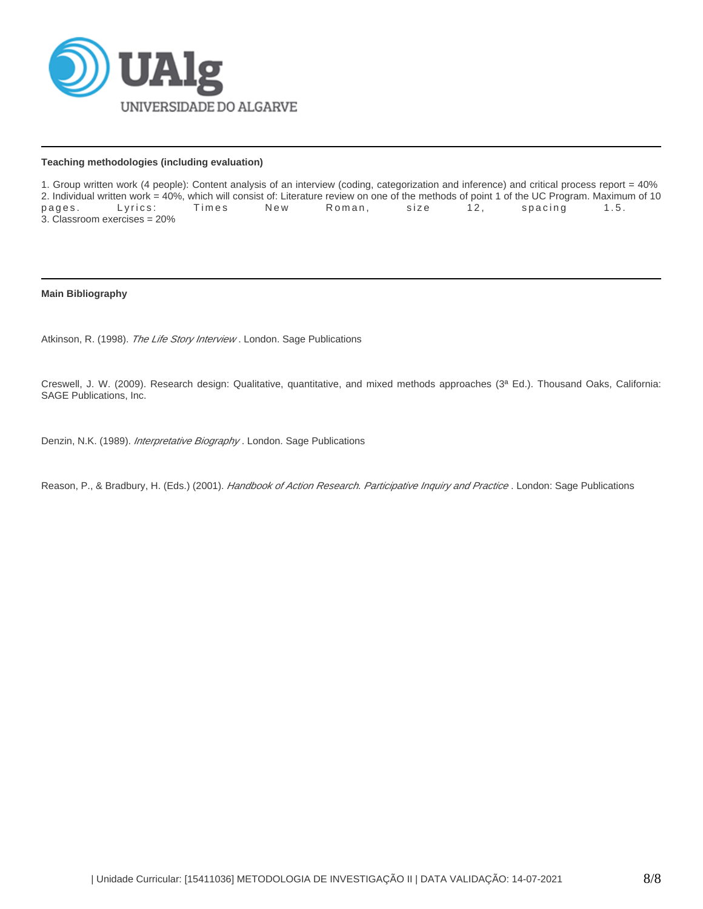**Teaching methodologies (including evaluation)**

1. Group written work (4 people): Content analysis of an interview (coding, categorization and inference) and critical process report = 40%
2. Individual written work = 40%, which will consist of: Literature review on one of the methods of point 1 of the UC Program. Maximum of 10 pages. Lyrics: Times New Roman, size 12, spacing 1.5.
3. Classroom exercises = 20%

**Main Bibliography**

Atkinson, R. (1998). *The Life Story Interview* . London. Sage Publications

Creswell, J. W. (2009). Research design: Qualitative, quantitative, and mixed methods approaches (3ª Ed.). Thousand Oaks, California: SAGE Publications, Inc.

Denzin, N.K. (1989). *Interpretative Biography* . London. Sage Publications

Reason, P., & Bradbury, H. (Eds.) (2001). *Handbook of Action Research. Participative Inquiry and Practice* . London: Sage Publications